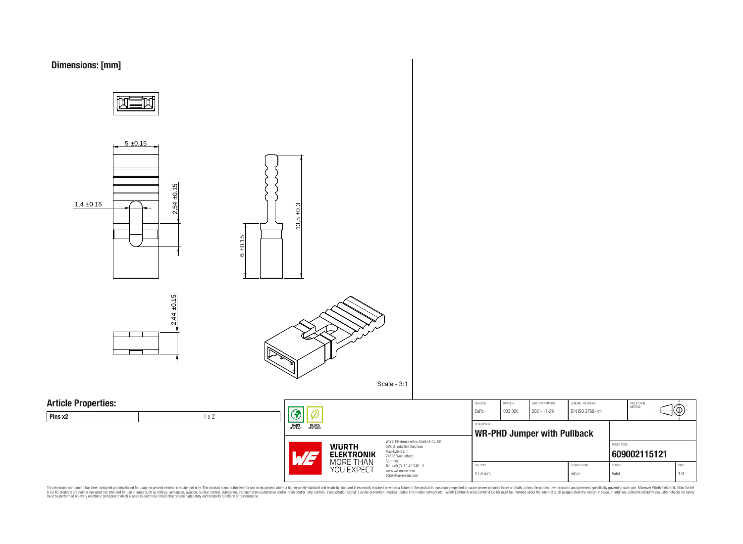## Dimensions: [mm]

5 ±0.15

1,4 ±0.15

2,54 ±0.15

13,5 ±0.3

6 ±0.15

2,44 ±0.15

Scale - 3:1

## Article Properties:

| Pins x2 | 1 x 2 |
|---|---|

| CHECKED | REVISION | DATE (YYYY-MM-DD) | GENERAL TOLERANCE | PROJECTION METHOD |
|---|---|---|---|---|
| CaPo | 003.000 | 2021-11-29 | DIN ISO 2768-1m | |

DESCRIPTION

**WR-PHD Jumper with Pullback**

ORDER CODE

**609002115121**

| SIZE/TYPE | BUSINESS UNIT | STATUS | PAGE |
|---|---|---|---|
| 2.54 mm | eiCan | Valid | 1/4 |

RoHS COMPLIANT REACh COMPLIANT

WÜRTH ELEKTRONIK MORE THAN YOU EXPECT

Würth Elektronik eiSos GmbH & Co. KG
EMC & Inductive Solutions
Max-Eyth-Str. 1
74638 Waldenburg
Germany
Tel. +49 (0) 79 42 945 - 0
www.we-online.com
eiSos@we-online.com

This electronic component has been designed and developed for usage in general electronic equipment only. This product is not authorized for use in equipment where a higher safety standard and reliability standard is especially required or where a failure of the product is reasonably expected to cause severe personal injury or death, unless the parties have executed an agreement specifically governing such use. Moreover Würth Elektronik eiSos GmbH & Co KG products are neither designed nor intended for use in areas such as military, aerospace, aviation, nuclear control, submarine, transportation (automotive control, train control, ship control), transportation signal, disaster prevention, medical, public information network etc.. Würth Elektronik eiSos GmbH & Co KG must be informed about the intent of such usage before the design-in stage. In addition, sufficient reliability evaluation checks for safety must be performed on every electronic component which is used in electrical circuits that require high safety and reliability functions or performance.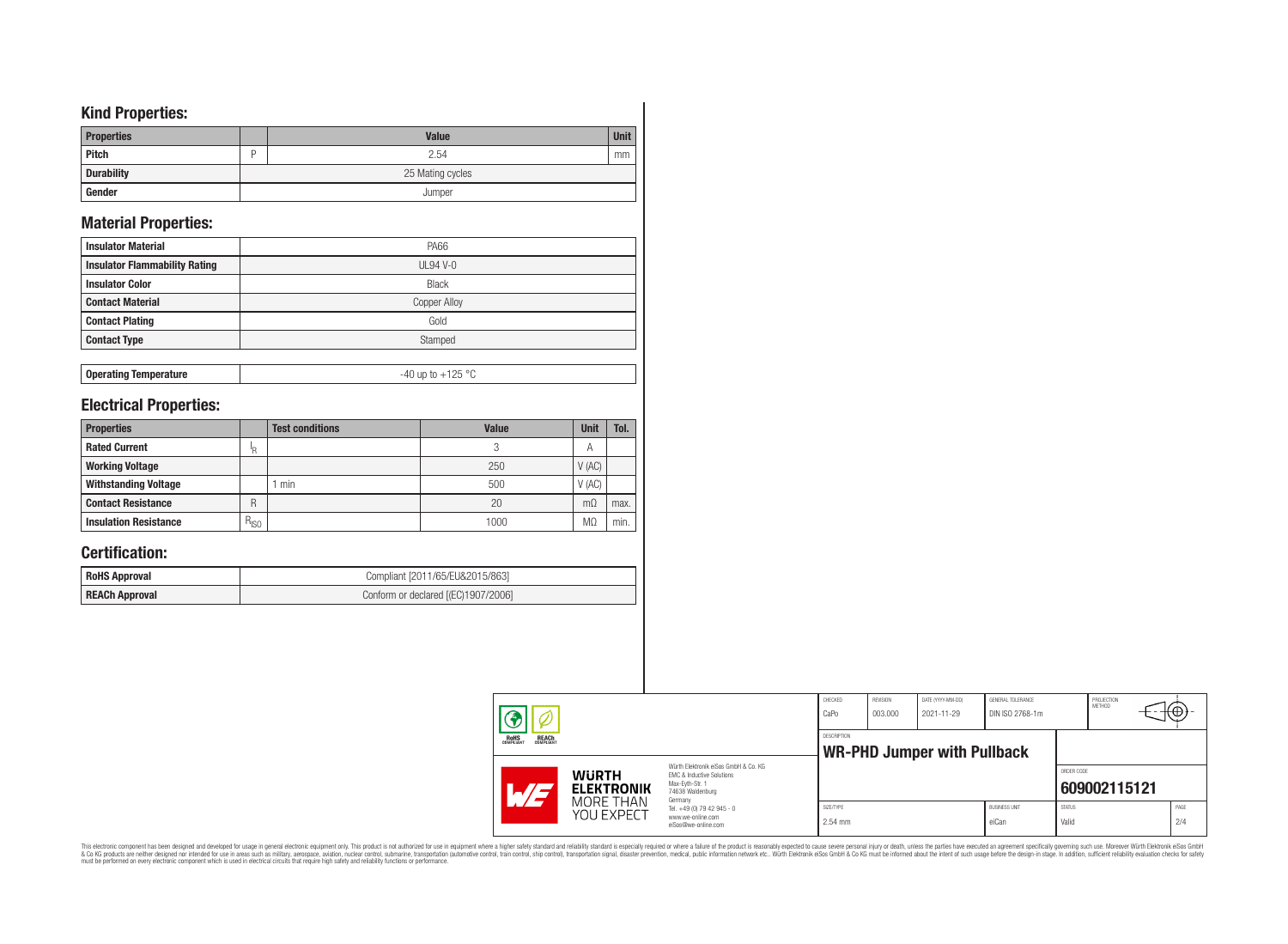## Kind Properties:

| Properties | | Value | Unit |
|---|---|---|---|
| Pitch | P | 2.54 | mm |
| Durability | | 25 Mating cycles | |
| Gender | | Jumper | |

## Material Properties:

| | |
|---|---|
| Insulator Material | PA66 |
| Insulator Flammability Rating | UL94 V-0 |
| Insulator Color | Black |
| Contact Material | Copper Alloy |
| Contact Plating | Gold |
| Contact Type | Stamped |

| | |
|---|---|
| Operating Temperature | -40 up to +125 °C |

## Electrical Properties:

| Properties | | Test conditions | Value | Unit | Tol. |
|---|---|---|---|---|---|
| Rated Current | $I_R$ | | 3 | A | |
| Working Voltage | | | 250 | V (AC) | |
| Withstanding Voltage | | 1 min | 500 | V (AC) | |
| Contact Resistance | R | | 20 | mΩ | max. |
| Insulation Resistance | $R_{ISO}$ | | 1000 | MΩ | min. |

## Certification:

| | |
|---|---|
| RoHS Approval | Compliant [2011/65/EU&2015/863] |
| REACh Approval | Conform or declared [(EC)1907/2006] |

| CHECKED | REVISION | DATE (YYYY-MM-DD) | GENERAL TOLERANCE | PROJECTION METHOD |
|---|---|---|---|---|
| CaPo | 003.000 | 2021-11-29 | DIN ISO 2768-1m | |

DESCRIPTION
**WR-PHD Jumper with Pullback**

ORDER CODE
**609002115121**

| SIZE/TYPE | BUSINESS UNIT | STATUS |
|---|---|---|
| 2.54 mm | eiCan | Valid |

Würth Elektronik eiSos GmbH & Co. KG
EMC & Inductive Solutions
Max-Eyth-Str. 1
74638 Waldenburg
Germany
Tel. +49 (0) 79 42 945 - 0
www.we-online.com
eiSos@we-online.com

This electronic component has been designed and developed for usage in general electronic equipment only. This product is not authorized for use in equipment where a higher safety standard and reliability standard is especially required or where a failure of the product is reasonably expected to cause severe personal injury or death, unless the parties have executed an agreement specifically governing such use. Moreover Würth Elektronik eiSos GmbH & Co KG products are neither designed nor intended for use in areas such as military, aerospace, aviation, nuclear control, submarine, transportation (automotive control, train control, ship control), transportation signal, disaster prevention, medical, public information network etc.. Würth Elektronik eiSos GmbH & Co KG must be informed about the intent of such usage before the design-in stage. In addition, sufficient reliability evaluation checks for safety must be performed on every electronic component which is used in electrical circuits that require high safety and reliability functions or performance.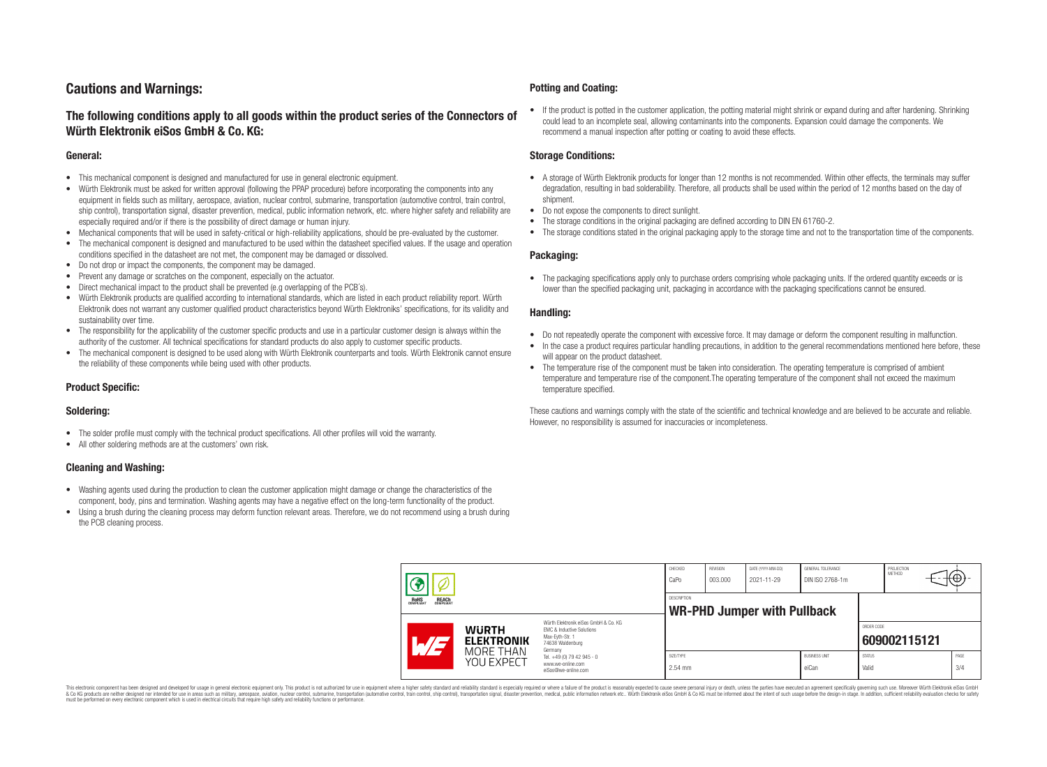## Cautions and Warnings:

### The following conditions apply to all goods within the product series of the Connectors of Würth Elektronik eiSos GmbH & Co. KG:

#### General:

- This mechanical component is designed and manufactured for use in general electronic equipment.
- Würth Elektronik must be asked for written approval (following the PPAP procedure) before incorporating the components into any equipment in fields such as military, aerospace, aviation, nuclear control, submarine, transportation (automotive control, train control, ship control), transportation signal, disaster prevention, medical, public information network, etc. where higher safety and reliability are especially required and/or if there is the possibility of direct damage or human injury.
- Mechanical components that will be used in safety-critical or high-reliability applications, should be pre-evaluated by the customer.
- The mechanical component is designed and manufactured to be used within the datasheet specified values. If the usage and operation conditions specified in the datasheet are not met, the component may be damaged or dissolved.
- Do not drop or impact the components, the component may be damaged.
- Prevent any damage or scratches on the component, especially on the actuator.
- Direct mechanical impact to the product shall be prevented (e.g overlapping of the PCB's).
- Würth Elektronik products are qualified according to international standards, which are listed in each product reliability report. Würth Elektronik does not warrant any customer qualified product characteristics beyond Würth Elektroniks' specifications, for its validity and sustainability over time.
- The responsibility for the applicability of the customer specific products and use in a particular customer design is always within the authority of the customer. All technical specifications for standard products do also apply to customer specific products.
- The mechanical component is designed to be used along with Würth Elektronik counterparts and tools. Würth Elektronik cannot ensure the reliability of these components while being used with other products.

#### Product Specific:

#### Soldering:

- The solder profile must comply with the technical product specifications. All other profiles will void the warranty.
- All other soldering methods are at the customers' own risk.

#### Cleaning and Washing:

- Washing agents used during the production to clean the customer application might damage or change the characteristics of the component, body, pins and termination. Washing agents may have a negative effect on the long-term functionality of the product.
- Using a brush during the cleaning process may deform function relevant areas. Therefore, we do not recommend using a brush during the PCB cleaning process.

#### Potting and Coating:

- If the product is potted in the customer application, the potting material might shrink or expand during and after hardening. Shrinking could lead to an incomplete seal, allowing contaminants into the components. Expansion could damage the components. We recommend a manual inspection after potting or coating to avoid these effects.

#### Storage Conditions:

- A storage of Würth Elektronik products for longer than 12 months is not recommended. Within other effects, the terminals may suffer degradation, resulting in bad solderability. Therefore, all products shall be used within the period of 12 months based on the day of shipment.
- Do not expose the components to direct sunlight.
- The storage conditions in the original packaging are defined according to DIN EN 61760-2.
- The storage conditions stated in the original packaging apply to the storage time and not to the transportation time of the components.

#### Packaging:

- The packaging specifications apply only to purchase orders comprising whole packaging units. If the ordered quantity exceeds or is lower than the specified packaging unit, packaging in accordance with the packaging specifications cannot be ensured.

#### Handling:

- Do not repeatedly operate the component with excessive force. It may damage or deform the component resulting in malfunction.
- In the case a product requires particular handling precautions, in addition to the general recommendations mentioned here before, these will appear on the product datasheet.
- The temperature rise of the component must be taken into consideration. The operating temperature is comprised of ambient temperature and temperature rise of the component.The operating temperature of the component shall not exceed the maximum temperature specified.

These cautions and warnings comply with the state of the scientific and technical knowledge and are believed to be accurate and reliable. However, no responsibility is assumed for inaccuracies or incompleteness.

| CHECKED | REVISION | DATE (YYYY-MM-DD) | GENERAL TOLERANCE | PROJECTION METHOD |
|---|---|---|---|---|
| CaPo | 003.000 | 2021-11-29 | DIN ISO 2768-1m | |

DESCRIPTION: **WR-PHD Jumper with Pullback**

ORDER CODE: **609002115121**

| SIZE/TYPE | BUSINESS UNIT | STATUS | PAGE |
|---|---|---|---|
| 2.54 mm | eiCan | Valid | 3/4 |

Würth Elektronik eiSos GmbH & Co. KG
EMC & Inductive Solutions
Max-Eyth-Str. 1
74638 Waldenburg
Germany
Tel. +49 (0) 79 42 945 - 0
www.we-online.com
eiSos@we-online.com

This electronic component has been designed and developed for usage in general electronic equipment only. This product is not authorized for use in equipment where a higher safety standard and reliability standard is especially required or where a failure of the product is reasonably expected to cause severe personal injury or death, unless the parties have executed an agreement specifically governing such use. Moreover Würth Elektronik eiSos GmbH & Co KG products are neither designed nor intended for use in areas such as military, aerospace, aviation, nuclear control, submarine, transportation (automotive control, train control, ship control), transportation signal, disaster prevention, medical, public information network etc.. Würth Elektronik eiSos GmbH & Co KG must be informed about the intent of such usage before the design-in stage. In addition, sufficient reliability evaluation checks for safety must be performed on every electronic component which is used in electrical circuits that require high safety and reliability functions or performance.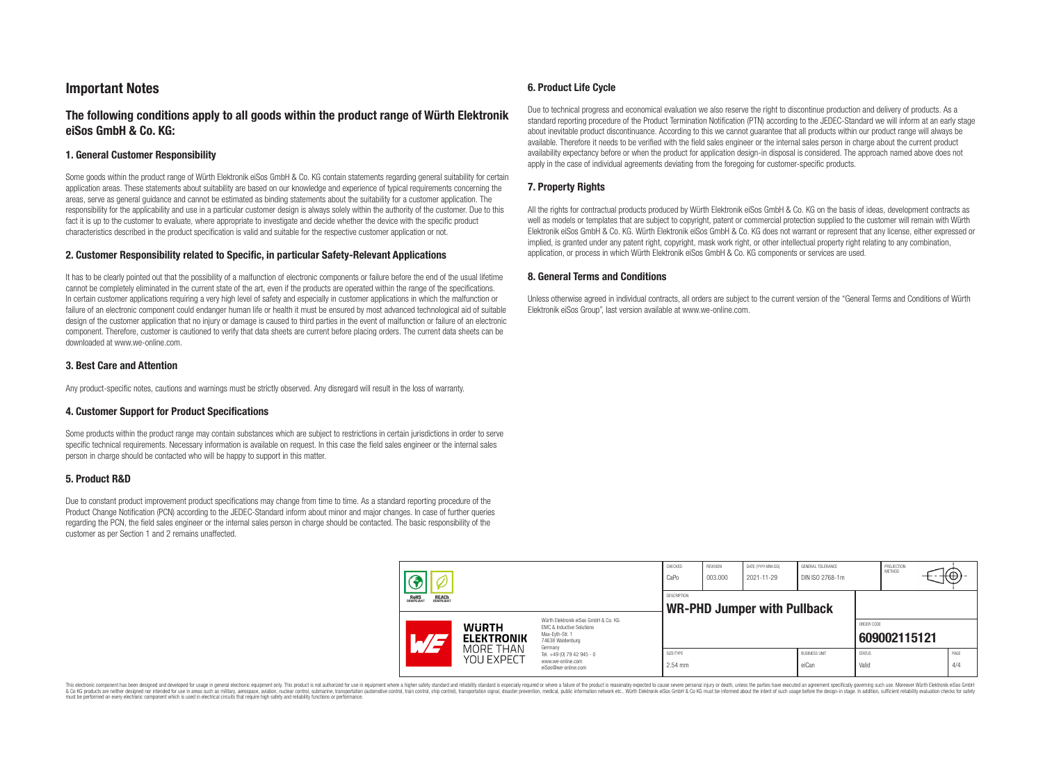# Important Notes

## The following conditions apply to all goods within the product range of Würth Elektronik eiSos GmbH & Co. KG:

### 1. General Customer Responsibility

Some goods within the product range of Würth Elektronik eiSos GmbH & Co. KG contain statements regarding general suitability for certain application areas. These statements about suitability are based on our knowledge and experience of typical requirements concerning the areas, serve as general guidance and cannot be estimated as binding statements about the suitability for a customer application. The responsibility for the applicability and use in a particular customer design is always solely within the authority of the customer. Due to this fact it is up to the customer to evaluate, where appropriate to investigate and decide whether the device with the specific product characteristics described in the product specification is valid and suitable for the respective customer application or not.

### 2. Customer Responsibility related to Specific, in particular Safety-Relevant Applications

It has to be clearly pointed out that the possibility of a malfunction of electronic components or failure before the end of the usual lifetime cannot be completely eliminated in the current state of the art, even if the products are operated within the range of the specifications. In certain customer applications requiring a very high level of safety and especially in customer applications in which the malfunction or failure of an electronic component could endanger human life or health it must be ensured by most advanced technological aid of suitable design of the customer application that no injury or damage is caused to third parties in the event of malfunction or failure of an electronic component. Therefore, customer is cautioned to verify that data sheets are current before placing orders. The current data sheets can be downloaded at www.we-online.com.

### 3. Best Care and Attention

Any product-specific notes, cautions and warnings must be strictly observed. Any disregard will result in the loss of warranty.

### 4. Customer Support for Product Specifications

Some products within the product range may contain substances which are subject to restrictions in certain jurisdictions in order to serve specific technical requirements. Necessary information is available on request. In this case the field sales engineer or the internal sales person in charge should be contacted who will be happy to support in this matter.

### 5. Product R&D

Due to constant product improvement product specifications may change from time to time. As a standard reporting procedure of the Product Change Notification (PCN) according to the JEDEC-Standard inform about minor and major changes. In case of further queries regarding the PCN, the field sales engineer or the internal sales person in charge should be contacted. The basic responsibility of the customer as per Section 1 and 2 remains unaffected.

### 6. Product Life Cycle

Due to technical progress and economical evaluation we also reserve the right to discontinue production and delivery of products. As a standard reporting procedure of the Product Termination Notification (PTN) according to the JEDEC-Standard we will inform at an early stage about inevitable product discontinuance. According to this we cannot guarantee that all products within our product range will always be available. Therefore it needs to be verified with the field sales engineer or the internal sales person in charge about the current product availability expectancy before or when the product for application design-in disposal is considered. The approach named above does not apply in the case of individual agreements deviating from the foregoing for customer-specific products.

### 7. Property Rights

All the rights for contractual products produced by Würth Elektronik eiSos GmbH & Co. KG on the basis of ideas, development contracts as well as models or templates that are subject to copyright, patent or commercial protection supplied to the customer will remain with Würth Elektronik eiSos GmbH & Co. KG. Würth Elektronik eiSos GmbH & Co. KG does not warrant or represent that any license, either expressed or implied, is granted under any patent right, copyright, mask work right, or other intellectual property right relating to any combination, application, or process in which Würth Elektronik eiSos GmbH & Co. KG components or services are used.

### 8. General Terms and Conditions

Unless otherwise agreed in individual contracts, all orders are subject to the current version of the "General Terms and Conditions of Würth Elektronik eiSos Group", last version available at www.we-online.com.

| CHECKED | REVISION | DATE (YYYY-MM-DD) | GENERAL TOLERANCE | PROJECTION METHOD |
|---|---|---|---|---|
| CaPo | 003.000 | 2021-11-29 | DIN ISO 2768-1m | |

DESCRIPTION: **WR-PHD Jumper with Pullback**

Würth Elektronik eiSos GmbH & Co. KG
EMC & Inductive Solutions
Max-Eyth-Str. 1
74638 Waldenburg
Germany
Tel. +49 (0) 79 42 945 - 0
www.we-online.com
eiSos@we-online.com

ORDER CODE: **609002115121**

| SIZE/TYPE | BUSINESS UNIT | STATUS | PAGE |
|---|---|---|---|
| 2.54 mm | eiCan | Valid | 4/4 |

This electronic component has been designed and developed for usage in general electronic equipment only. This product is not authorized for use in equipment where a higher safety standard and reliability standard is especially required or where a failure of the product is reasonably expected to cause severe personal injury or death, unless the parties have executed an agreement specifically governing such use. Moreover Würth Elektronik eiSos GmbH & Co KG products are neither designed nor intended for use in areas such as military, aerospace, aviation, nuclear control, submarine, transportation (automotive control, train control, ship control), transportation signal, disaster prevention, medical, public information network etc.. Würth Elektronik eiSos GmbH & Co KG must be informed about the intent of such usage before the design-in stage. In addition, sufficient reliability evaluation checks for safety must be performed on every electronic component which is used in electrical circuits that require high safety and reliability functions or performance.